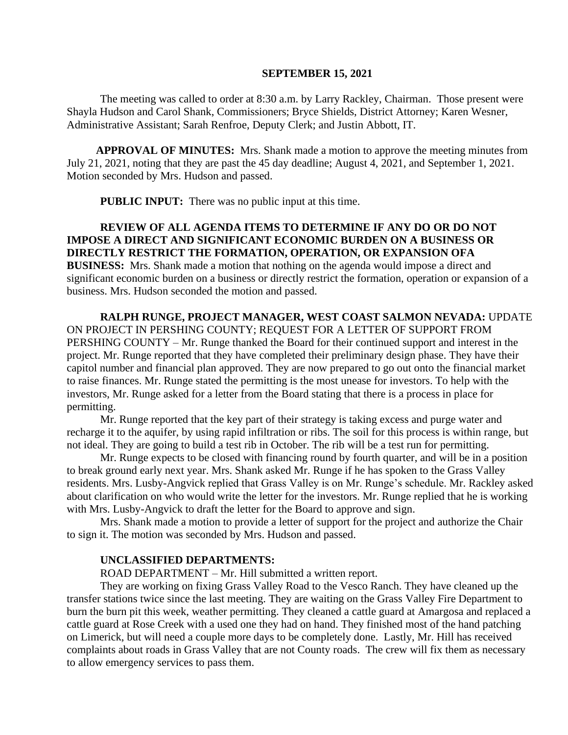**SEPTEMBER 15, 2021**

The meeting was called to order at 8:30 a.m. by Larry Rackley, Chairman. Those present were Shayla Hudson and Carol Shank, Commissioners; Bryce Shields, District Attorney; Karen Wesner, Administrative Assistant; Sarah Renfroe, Deputy Clerk; and Justin Abbott, IT.

**APPROVAL OF MINUTES:** Mrs. Shank made a motion to approve the meeting minutes from July 21, 2021, noting that they are past the 45 day deadline; August 4, 2021, and September 1, 2021. Motion seconded by Mrs. Hudson and passed.

**PUBLIC INPUT:** There was no public input at this time.

**REVIEW OF ALL AGENDA ITEMS TO DETERMINE IF ANY DO OR DO NOT IMPOSE A DIRECT AND SIGNIFICANT ECONOMIC BURDEN ON A BUSINESS OR DIRECTLY RESTRICT THE FORMATION, OPERATION, OR EXPANSION OFA BUSINESS:** Mrs. Shank made a motion that nothing on the agenda would impose a direct and significant economic burden on a business or directly restrict the formation, operation or expansion of a business. Mrs. Hudson seconded the motion and passed.

**RALPH RUNGE, PROJECT MANAGER, WEST COAST SALMON NEVADA:** UPDATE ON PROJECT IN PERSHING COUNTY; REQUEST FOR A LETTER OF SUPPORT FROM PERSHING COUNTY – Mr. Runge thanked the Board for their continued support and interest in the project. Mr. Runge reported that they have completed their preliminary design phase. They have their capitol number and financial plan approved. They are now prepared to go out onto the financial market to raise finances. Mr. Runge stated the permitting is the most unease for investors. To help with the investors, Mr. Runge asked for a letter from the Board stating that there is a process in place for permitting.

Mr. Runge reported that the key part of their strategy is taking excess and purge water and recharge it to the aquifer, by using rapid infiltration or ribs. The soil for this process is within range, but not ideal. They are going to build a test rib in October. The rib will be a test run for permitting.

Mr. Runge expects to be closed with financing round by fourth quarter, and will be in a position to break ground early next year. Mrs. Shank asked Mr. Runge if he has spoken to the Grass Valley residents. Mrs. Lusby-Angvick replied that Grass Valley is on Mr. Runge's schedule. Mr. Rackley asked about clarification on who would write the letter for the investors. Mr. Runge replied that he is working with Mrs. Lusby-Angvick to draft the letter for the Board to approve and sign.

Mrs. Shank made a motion to provide a letter of support for the project and authorize the Chair to sign it. The motion was seconded by Mrs. Hudson and passed.

**UNCLASSIFIED DEPARTMENTS:**

ROAD DEPARTMENT – Mr. Hill submitted a written report.

They are working on fixing Grass Valley Road to the Vesco Ranch. They have cleaned up the transfer stations twice since the last meeting. They are waiting on the Grass Valley Fire Department to burn the burn pit this week, weather permitting. They cleaned a cattle guard at Amargosa and replaced a cattle guard at Rose Creek with a used one they had on hand. They finished most of the hand patching on Limerick, but will need a couple more days to be completely done. Lastly, Mr. Hill has received complaints about roads in Grass Valley that are not County roads. The crew will fix them as necessary to allow emergency services to pass them.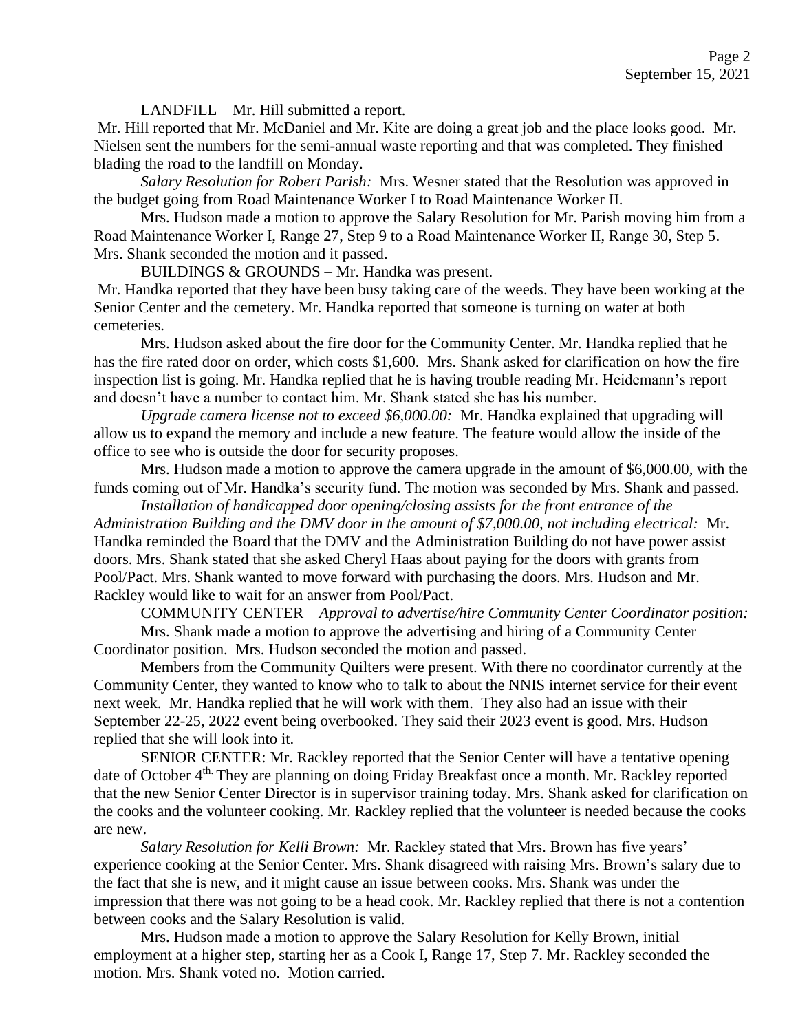LANDFILL – Mr. Hill submitted a report.

Mr. Hill reported that Mr. McDaniel and Mr. Kite are doing a great job and the place looks good. Mr. Nielsen sent the numbers for the semi-annual waste reporting and that was completed. They finished blading the road to the landfill on Monday.

*Salary Resolution for Robert Parish:* Mrs. Wesner stated that the Resolution was approved in the budget going from Road Maintenance Worker I to Road Maintenance Worker II.

Mrs. Hudson made a motion to approve the Salary Resolution for Mr. Parish moving him from a Road Maintenance Worker I, Range 27, Step 9 to a Road Maintenance Worker II, Range 30, Step 5. Mrs. Shank seconded the motion and it passed.

BUILDINGS & GROUNDS – Mr. Handka was present.

Mr. Handka reported that they have been busy taking care of the weeds. They have been working at the Senior Center and the cemetery. Mr. Handka reported that someone is turning on water at both cemeteries.

Mrs. Hudson asked about the fire door for the Community Center. Mr. Handka replied that he has the fire rated door on order, which costs $1,600. Mrs. Shank asked for clarification on how the fire inspection list is going. Mr. Handka replied that he is having trouble reading Mr. Heidemann's report and doesn't have a number to contact him. Mr. Shank stated she has his number.

*Upgrade camera license not to exceed $6,000.00:* Mr. Handka explained that upgrading will allow us to expand the memory and include a new feature. The feature would allow the inside of the office to see who is outside the door for security proposes.

Mrs. Hudson made a motion to approve the camera upgrade in the amount of $6,000.00, with the funds coming out of Mr. Handka's security fund. The motion was seconded by Mrs. Shank and passed.

*Installation of handicapped door opening/closing assists for the front entrance of the Administration Building and the DMV door in the amount of $7,000.00, not including electrical:* Mr. Handka reminded the Board that the DMV and the Administration Building do not have power assist doors. Mrs. Shank stated that she asked Cheryl Haas about paying for the doors with grants from Pool/Pact. Mrs. Shank wanted to move forward with purchasing the doors. Mrs. Hudson and Mr. Rackley would like to wait for an answer from Pool/Pact.

COMMUNITY CENTER – *Approval to advertise/hire Community Center Coordinator position:*

Mrs. Shank made a motion to approve the advertising and hiring of a Community Center Coordinator position. Mrs. Hudson seconded the motion and passed.

Members from the Community Quilters were present. With there no coordinator currently at the Community Center, they wanted to know who to talk to about the NNIS internet service for their event next week. Mr. Handka replied that he will work with them. They also had an issue with their September 22-25, 2022 event being overbooked. They said their 2023 event is good. Mrs. Hudson replied that she will look into it.

SENIOR CENTER: Mr. Rackley reported that the Senior Center will have a tentative opening date of October 4th. They are planning on doing Friday Breakfast once a month. Mr. Rackley reported that the new Senior Center Director is in supervisor training today. Mrs. Shank asked for clarification on the cooks and the volunteer cooking. Mr. Rackley replied that the volunteer is needed because the cooks are new.

*Salary Resolution for Kelli Brown:* Mr. Rackley stated that Mrs. Brown has five years' experience cooking at the Senior Center. Mrs. Shank disagreed with raising Mrs. Brown's salary due to the fact that she is new, and it might cause an issue between cooks. Mrs. Shank was under the impression that there was not going to be a head cook. Mr. Rackley replied that there is not a contention between cooks and the Salary Resolution is valid.

Mrs. Hudson made a motion to approve the Salary Resolution for Kelly Brown, initial employment at a higher step, starting her as a Cook I, Range 17, Step 7. Mr. Rackley seconded the motion. Mrs. Shank voted no. Motion carried.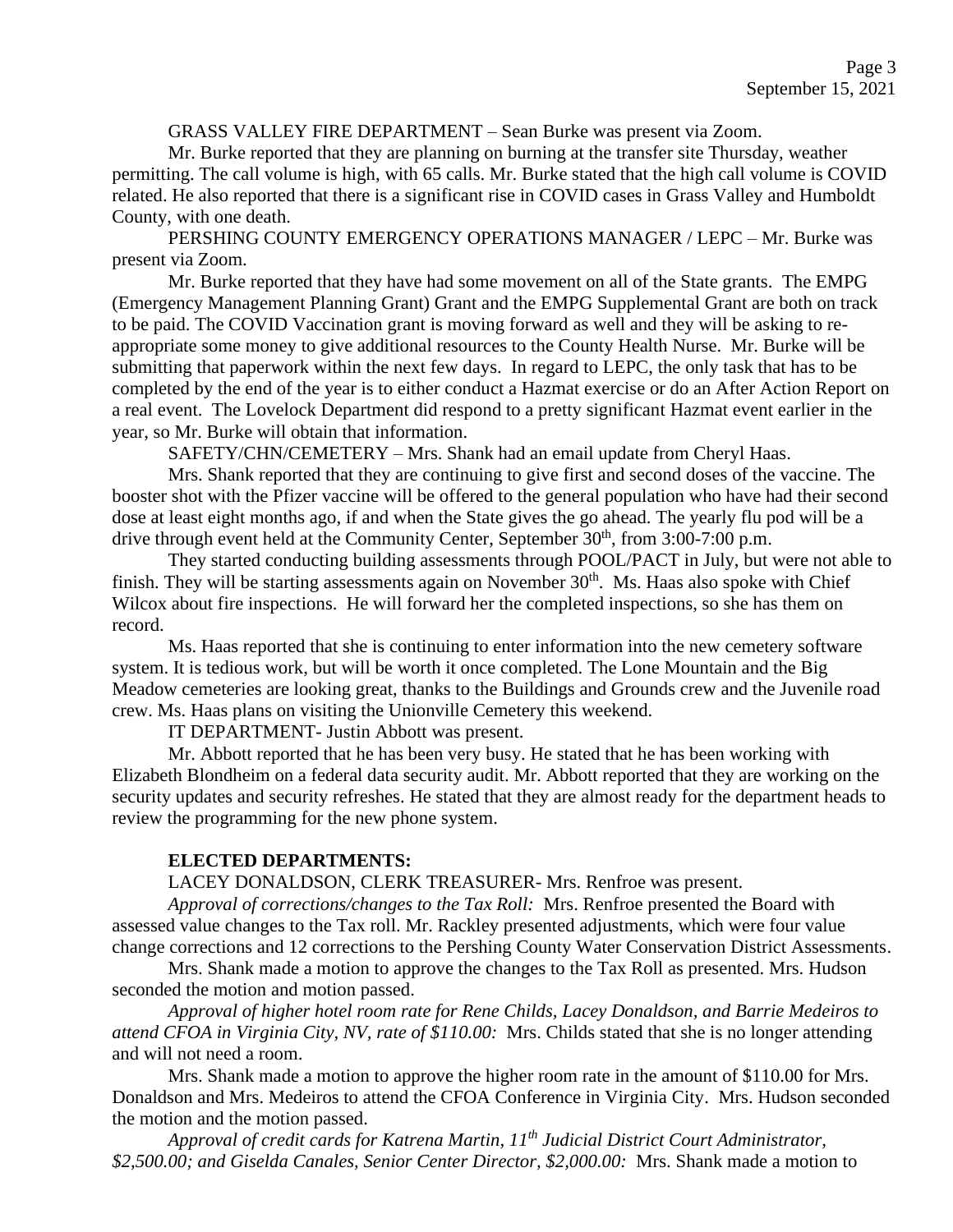GRASS VALLEY FIRE DEPARTMENT – Sean Burke was present via Zoom.

Mr. Burke reported that they are planning on burning at the transfer site Thursday, weather permitting. The call volume is high, with 65 calls. Mr. Burke stated that the high call volume is COVID related. He also reported that there is a significant rise in COVID cases in Grass Valley and Humboldt County, with one death.

PERSHING COUNTY EMERGENCY OPERATIONS MANAGER / LEPC – Mr. Burke was present via Zoom.

Mr. Burke reported that they have had some movement on all of the State grants. The EMPG (Emergency Management Planning Grant) Grant and the EMPG Supplemental Grant are both on track to be paid. The COVID Vaccination grant is moving forward as well and they will be asking to re-appropriate some money to give additional resources to the County Health Nurse. Mr. Burke will be submitting that paperwork within the next few days. In regard to LEPC, the only task that has to be completed by the end of the year is to either conduct a Hazmat exercise or do an After Action Report on a real event. The Lovelock Department did respond to a pretty significant Hazmat event earlier in the year, so Mr. Burke will obtain that information.

SAFETY/CHN/CEMETERY – Mrs. Shank had an email update from Cheryl Haas.

Mrs. Shank reported that they are continuing to give first and second doses of the vaccine. The booster shot with the Pfizer vaccine will be offered to the general population who have had their second dose at least eight months ago, if and when the State gives the go ahead. The yearly flu pod will be a drive through event held at the Community Center, September 30th, from 3:00-7:00 p.m.

They started conducting building assessments through POOL/PACT in July, but were not able to finish. They will be starting assessments again on November 30th. Ms. Haas also spoke with Chief Wilcox about fire inspections. He will forward her the completed inspections, so she has them on record.

Ms. Haas reported that she is continuing to enter information into the new cemetery software system. It is tedious work, but will be worth it once completed. The Lone Mountain and the Big Meadow cemeteries are looking great, thanks to the Buildings and Grounds crew and the Juvenile road crew. Ms. Haas plans on visiting the Unionville Cemetery this weekend.

IT DEPARTMENT- Justin Abbott was present.

Mr. Abbott reported that he has been very busy. He stated that he has been working with Elizabeth Blondheim on a federal data security audit. Mr. Abbott reported that they are working on the security updates and security refreshes. He stated that they are almost ready for the department heads to review the programming for the new phone system.

**ELECTED DEPARTMENTS:**

LACEY DONALDSON, CLERK TREASURER- Mrs. Renfroe was present.

*Approval of corrections/changes to the Tax Roll:* Mrs. Renfroe presented the Board with assessed value changes to the Tax roll. Mr. Rackley presented adjustments, which were four value change corrections and 12 corrections to the Pershing County Water Conservation District Assessments.

Mrs. Shank made a motion to approve the changes to the Tax Roll as presented. Mrs. Hudson seconded the motion and motion passed.

*Approval of higher hotel room rate for Rene Childs, Lacey Donaldson, and Barrie Medeiros to attend CFOA in Virginia City, NV, rate of $110.00:* Mrs. Childs stated that she is no longer attending and will not need a room.

Mrs. Shank made a motion to approve the higher room rate in the amount of $110.00 for Mrs. Donaldson and Mrs. Medeiros to attend the CFOA Conference in Virginia City. Mrs. Hudson seconded the motion and the motion passed.

*Approval of credit cards for Katrena Martin, 11th Judicial District Court Administrator, $2,500.00; and Giselda Canales, Senior Center Director, $2,000.00:* Mrs. Shank made a motion to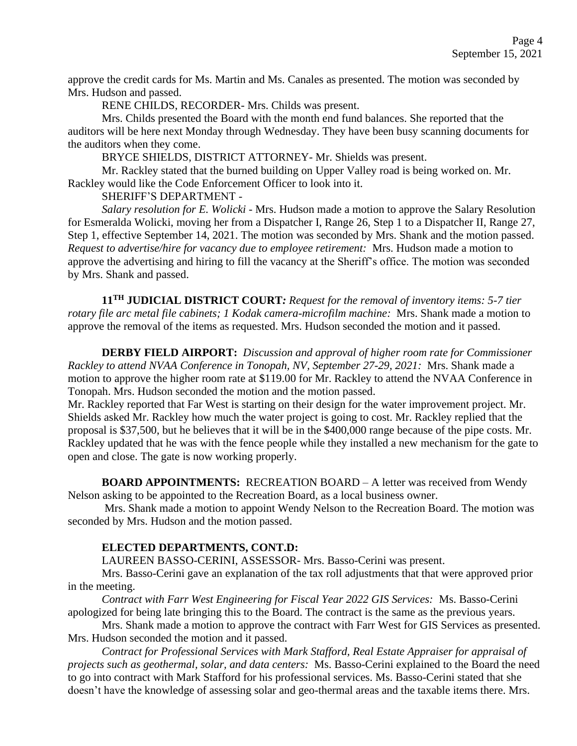approve the credit cards for Ms. Martin and Ms. Canales as presented. The motion was seconded by Mrs. Hudson and passed.

RENE CHILDS, RECORDER- Mrs. Childs was present.

Mrs. Childs presented the Board with the month end fund balances. She reported that the auditors will be here next Monday through Wednesday. They have been busy scanning documents for the auditors when they come.

BRYCE SHIELDS, DISTRICT ATTORNEY- Mr. Shields was present.

Mr. Rackley stated that the burned building on Upper Valley road is being worked on. Mr. Rackley would like the Code Enforcement Officer to look into it.

SHERIFF'S DEPARTMENT -

*Salary resolution for E. Wolicki* - Mrs. Hudson made a motion to approve the Salary Resolution for Esmeralda Wolicki, moving her from a Dispatcher I, Range 26, Step 1 to a Dispatcher II, Range 27, Step 1, effective September 14, 2021. The motion was seconded by Mrs. Shank and the motion passed. *Request to advertise/hire for vacancy due to employee retirement:* Mrs. Hudson made a motion to approve the advertising and hiring to fill the vacancy at the Sheriff's office. The motion was seconded by Mrs. Shank and passed.

**11TH JUDICIAL DISTRICT COURT***: Request for the removal of inventory items: 5-7 tier rotary file arc metal file cabinets; 1 Kodak camera-microfilm machine:* Mrs. Shank made a motion to approve the removal of the items as requested. Mrs. Hudson seconded the motion and it passed.

**DERBY FIELD AIRPORT:** *Discussion and approval of higher room rate for Commissioner Rackley to attend NVAA Conference in Tonopah, NV, September 27-29, 2021:* Mrs. Shank made a motion to approve the higher room rate at $119.00 for Mr. Rackley to attend the NVAA Conference in Tonopah. Mrs. Hudson seconded the motion and the motion passed.

Mr. Rackley reported that Far West is starting on their design for the water improvement project. Mr. Shields asked Mr. Rackley how much the water project is going to cost. Mr. Rackley replied that the proposal is $37,500, but he believes that it will be in the $400,000 range because of the pipe costs. Mr. Rackley updated that he was with the fence people while they installed a new mechanism for the gate to open and close. The gate is now working properly.

**BOARD APPOINTMENTS:** RECREATION BOARD – A letter was received from Wendy Nelson asking to be appointed to the Recreation Board, as a local business owner.

Mrs. Shank made a motion to appoint Wendy Nelson to the Recreation Board. The motion was seconded by Mrs. Hudson and the motion passed.

**ELECTED DEPARTMENTS, CONT.D:**

LAUREEN BASSO-CERINI, ASSESSOR- Mrs. Basso-Cerini was present.

Mrs. Basso-Cerini gave an explanation of the tax roll adjustments that that were approved prior in the meeting.

*Contract with Farr West Engineering for Fiscal Year 2022 GIS Services:* Ms. Basso-Cerini apologized for being late bringing this to the Board. The contract is the same as the previous years.

Mrs. Shank made a motion to approve the contract with Farr West for GIS Services as presented. Mrs. Hudson seconded the motion and it passed.

*Contract for Professional Services with Mark Stafford, Real Estate Appraiser for appraisal of projects such as geothermal, solar, and data centers:* Ms. Basso-Cerini explained to the Board the need to go into contract with Mark Stafford for his professional services. Ms. Basso-Cerini stated that she doesn't have the knowledge of assessing solar and geo-thermal areas and the taxable items there. Mrs.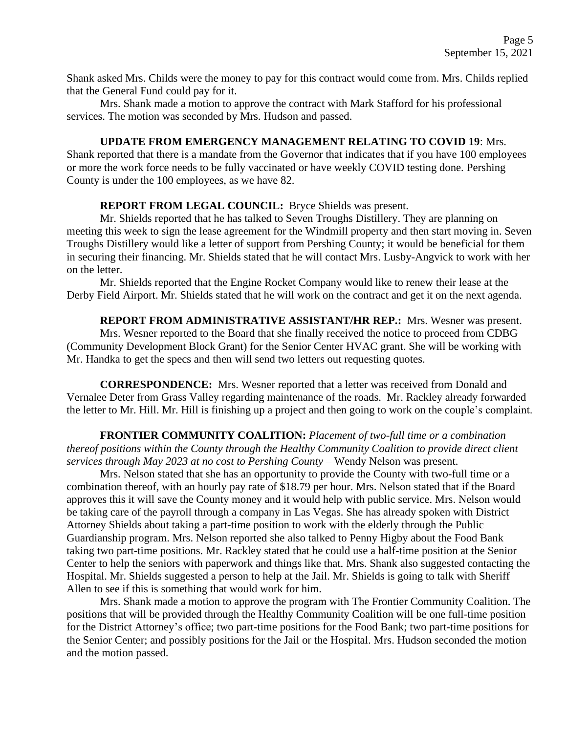Shank asked Mrs. Childs were the money to pay for this contract would come from. Mrs. Childs replied that the General Fund could pay for it.

Mrs. Shank made a motion to approve the contract with Mark Stafford for his professional services. The motion was seconded by Mrs. Hudson and passed.

**UPDATE FROM EMERGENCY MANAGEMENT RELATING TO COVID 19**: Mrs. Shank reported that there is a mandate from the Governor that indicates that if you have 100 employees or more the work force needs to be fully vaccinated or have weekly COVID testing done. Pershing County is under the 100 employees, as we have 82.

**REPORT FROM LEGAL COUNCIL:** Bryce Shields was present.

Mr. Shields reported that he has talked to Seven Troughs Distillery. They are planning on meeting this week to sign the lease agreement for the Windmill property and then start moving in. Seven Troughs Distillery would like a letter of support from Pershing County; it would be beneficial for them in securing their financing. Mr. Shields stated that he will contact Mrs. Lusby-Angvick to work with her on the letter.

Mr. Shields reported that the Engine Rocket Company would like to renew their lease at the Derby Field Airport. Mr. Shields stated that he will work on the contract and get it on the next agenda.

**REPORT FROM ADMINISTRATIVE ASSISTANT/HR REP.:** Mrs. Wesner was present.

Mrs. Wesner reported to the Board that she finally received the notice to proceed from CDBG (Community Development Block Grant) for the Senior Center HVAC grant. She will be working with Mr. Handka to get the specs and then will send two letters out requesting quotes.

**CORRESPONDENCE:** Mrs. Wesner reported that a letter was received from Donald and Vernalee Deter from Grass Valley regarding maintenance of the roads. Mr. Rackley already forwarded the letter to Mr. Hill. Mr. Hill is finishing up a project and then going to work on the couple's complaint.

**FRONTIER COMMUNITY COALITION:** *Placement of two-full time or a combination thereof positions within the County through the Healthy Community Coalition to provide direct client services through May 2023 at no cost to Pershing County* – Wendy Nelson was present.

Mrs. Nelson stated that she has an opportunity to provide the County with two-full time or a combination thereof, with an hourly pay rate of $18.79 per hour. Mrs. Nelson stated that if the Board approves this it will save the County money and it would help with public service. Mrs. Nelson would be taking care of the payroll through a company in Las Vegas. She has already spoken with District Attorney Shields about taking a part-time position to work with the elderly through the Public Guardianship program. Mrs. Nelson reported she also talked to Penny Higby about the Food Bank taking two part-time positions. Mr. Rackley stated that he could use a half-time position at the Senior Center to help the seniors with paperwork and things like that. Mrs. Shank also suggested contacting the Hospital. Mr. Shields suggested a person to help at the Jail. Mr. Shields is going to talk with Sheriff Allen to see if this is something that would work for him.

Mrs. Shank made a motion to approve the program with The Frontier Community Coalition. The positions that will be provided through the Healthy Community Coalition will be one full-time position for the District Attorney's office; two part-time positions for the Food Bank; two part-time positions for the Senior Center; and possibly positions for the Jail or the Hospital. Mrs. Hudson seconded the motion and the motion passed.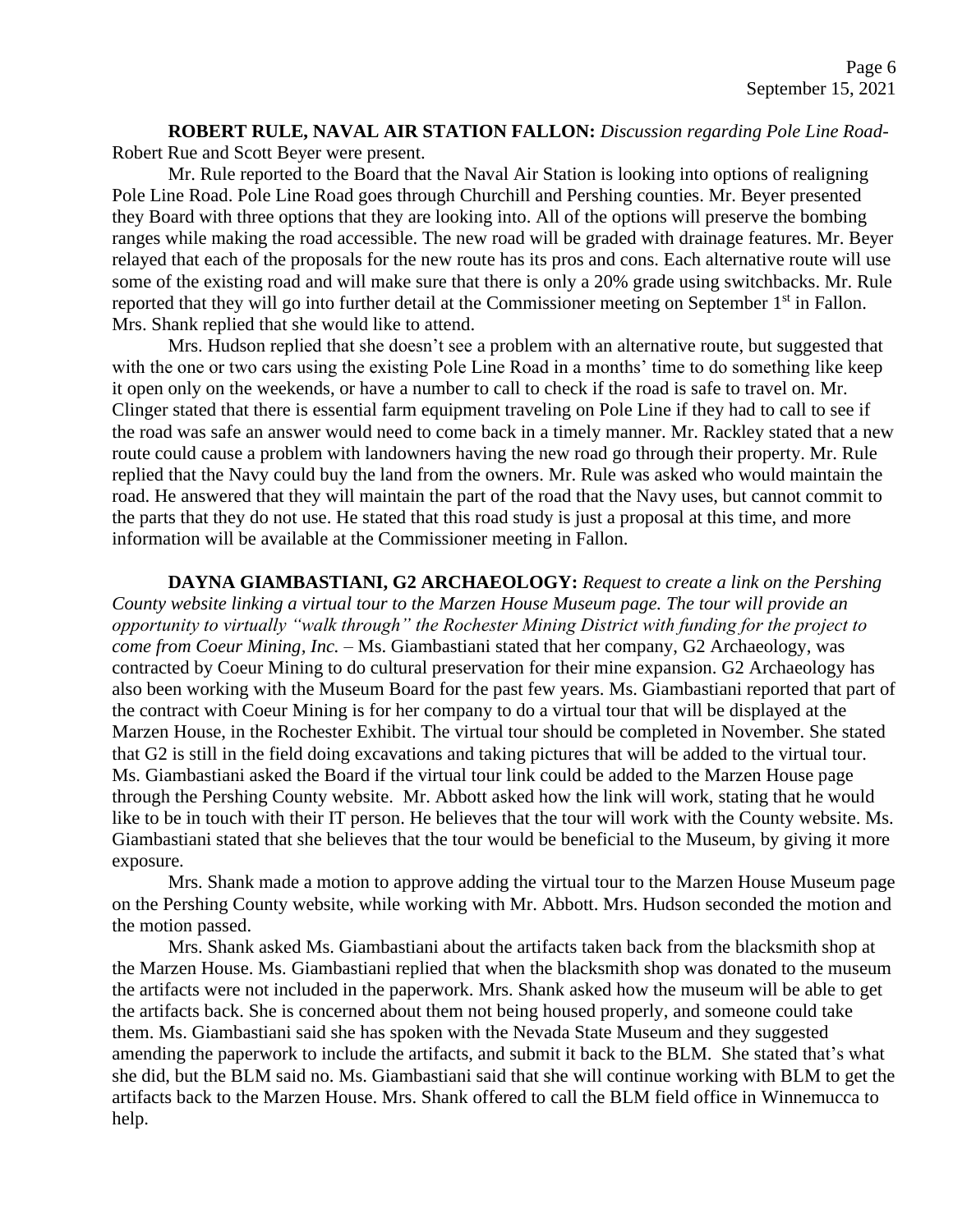**ROBERT RULE, NAVAL AIR STATION FALLON:** *Discussion regarding Pole Line Road-* Robert Rue and Scott Beyer were present.

Mr. Rule reported to the Board that the Naval Air Station is looking into options of realigning Pole Line Road. Pole Line Road goes through Churchill and Pershing counties. Mr. Beyer presented they Board with three options that they are looking into. All of the options will preserve the bombing ranges while making the road accessible. The new road will be graded with drainage features. Mr. Beyer relayed that each of the proposals for the new route has its pros and cons. Each alternative route will use some of the existing road and will make sure that there is only a 20% grade using switchbacks. Mr. Rule reported that they will go into further detail at the Commissioner meeting on September 1st in Fallon. Mrs. Shank replied that she would like to attend.

Mrs. Hudson replied that she doesn't see a problem with an alternative route, but suggested that with the one or two cars using the existing Pole Line Road in a months' time to do something like keep it open only on the weekends, or have a number to call to check if the road is safe to travel on. Mr. Clinger stated that there is essential farm equipment traveling on Pole Line if they had to call to see if the road was safe an answer would need to come back in a timely manner. Mr. Rackley stated that a new route could cause a problem with landowners having the new road go through their property. Mr. Rule replied that the Navy could buy the land from the owners. Mr. Rule was asked who would maintain the road. He answered that they will maintain the part of the road that the Navy uses, but cannot commit to the parts that they do not use. He stated that this road study is just a proposal at this time, and more information will be available at the Commissioner meeting in Fallon.

**DAYNA GIAMBASTIANI, G2 ARCHAEOLOGY:** *Request to create a link on the Pershing County website linking a virtual tour to the Marzen House Museum page. The tour will provide an opportunity to virtually "walk through" the Rochester Mining District with funding for the project to come from Coeur Mining, Inc.* – Ms. Giambastiani stated that her company, G2 Archaeology, was contracted by Coeur Mining to do cultural preservation for their mine expansion. G2 Archaeology has also been working with the Museum Board for the past few years. Ms. Giambastiani reported that part of the contract with Coeur Mining is for her company to do a virtual tour that will be displayed at the Marzen House, in the Rochester Exhibit. The virtual tour should be completed in November. She stated that G2 is still in the field doing excavations and taking pictures that will be added to the virtual tour. Ms. Giambastiani asked the Board if the virtual tour link could be added to the Marzen House page through the Pershing County website. Mr. Abbott asked how the link will work, stating that he would like to be in touch with their IT person. He believes that the tour will work with the County website. Ms. Giambastiani stated that she believes that the tour would be beneficial to the Museum, by giving it more exposure.

Mrs. Shank made a motion to approve adding the virtual tour to the Marzen House Museum page on the Pershing County website, while working with Mr. Abbott. Mrs. Hudson seconded the motion and the motion passed.

Mrs. Shank asked Ms. Giambastiani about the artifacts taken back from the blacksmith shop at the Marzen House. Ms. Giambastiani replied that when the blacksmith shop was donated to the museum the artifacts were not included in the paperwork. Mrs. Shank asked how the museum will be able to get the artifacts back. She is concerned about them not being housed properly, and someone could take them. Ms. Giambastiani said she has spoken with the Nevada State Museum and they suggested amending the paperwork to include the artifacts, and submit it back to the BLM. She stated that's what she did, but the BLM said no. Ms. Giambastiani said that she will continue working with BLM to get the artifacts back to the Marzen House. Mrs. Shank offered to call the BLM field office in Winnemucca to help.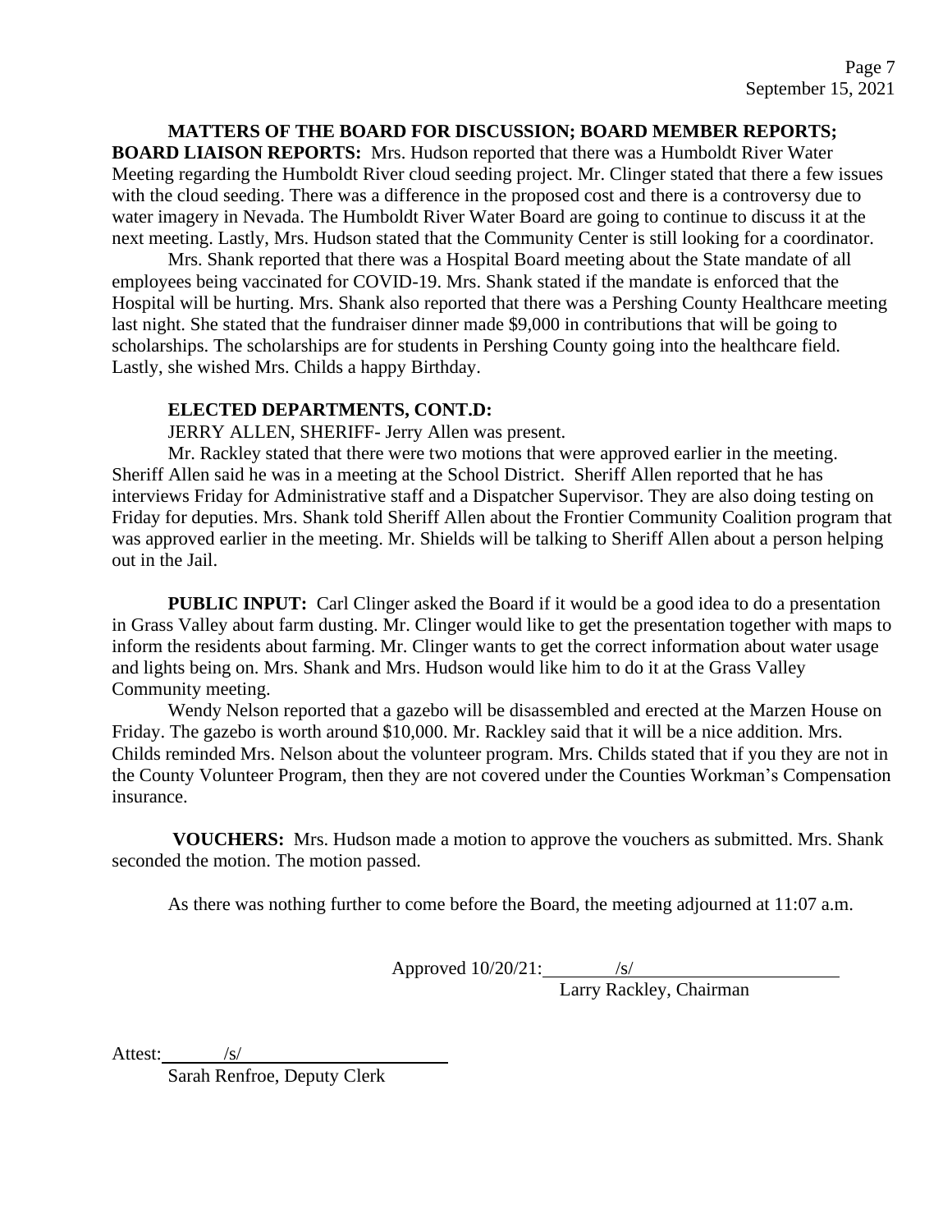**MATTERS OF THE BOARD FOR DISCUSSION; BOARD MEMBER REPORTS; BOARD LIAISON REPORTS:** Mrs. Hudson reported that there was a Humboldt River Water Meeting regarding the Humboldt River cloud seeding project. Mr. Clinger stated that there a few issues with the cloud seeding. There was a difference in the proposed cost and there is a controversy due to water imagery in Nevada. The Humboldt River Water Board are going to continue to discuss it at the next meeting. Lastly, Mrs. Hudson stated that the Community Center is still looking for a coordinator.

Mrs. Shank reported that there was a Hospital Board meeting about the State mandate of all employees being vaccinated for COVID-19. Mrs. Shank stated if the mandate is enforced that the Hospital will be hurting. Mrs. Shank also reported that there was a Pershing County Healthcare meeting last night. She stated that the fundraiser dinner made $9,000 in contributions that will be going to scholarships. The scholarships are for students in Pershing County going into the healthcare field. Lastly, she wished Mrs. Childs a happy Birthday.

**ELECTED DEPARTMENTS, CONT.D:**

JERRY ALLEN, SHERIFF- Jerry Allen was present.

Mr. Rackley stated that there were two motions that were approved earlier in the meeting. Sheriff Allen said he was in a meeting at the School District. Sheriff Allen reported that he has interviews Friday for Administrative staff and a Dispatcher Supervisor. They are also doing testing on Friday for deputies. Mrs. Shank told Sheriff Allen about the Frontier Community Coalition program that was approved earlier in the meeting. Mr. Shields will be talking to Sheriff Allen about a person helping out in the Jail.

**PUBLIC INPUT:** Carl Clinger asked the Board if it would be a good idea to do a presentation in Grass Valley about farm dusting. Mr. Clinger would like to get the presentation together with maps to inform the residents about farming. Mr. Clinger wants to get the correct information about water usage and lights being on. Mrs. Shank and Mrs. Hudson would like him to do it at the Grass Valley Community meeting.

Wendy Nelson reported that a gazebo will be disassembled and erected at the Marzen House on Friday. The gazebo is worth around $10,000. Mr. Rackley said that it will be a nice addition. Mrs. Childs reminded Mrs. Nelson about the volunteer program. Mrs. Childs stated that if you they are not in the County Volunteer Program, then they are not covered under the Counties Workman's Compensation insurance.

**VOUCHERS:** Mrs. Hudson made a motion to approve the vouchers as submitted. Mrs. Shank seconded the motion. The motion passed.

As there was nothing further to come before the Board, the meeting adjourned at 11:07 a.m.

Approved 10/20/21: /s/
Larry Rackley, Chairman

Attest: /s/
Sarah Renfroe, Deputy Clerk